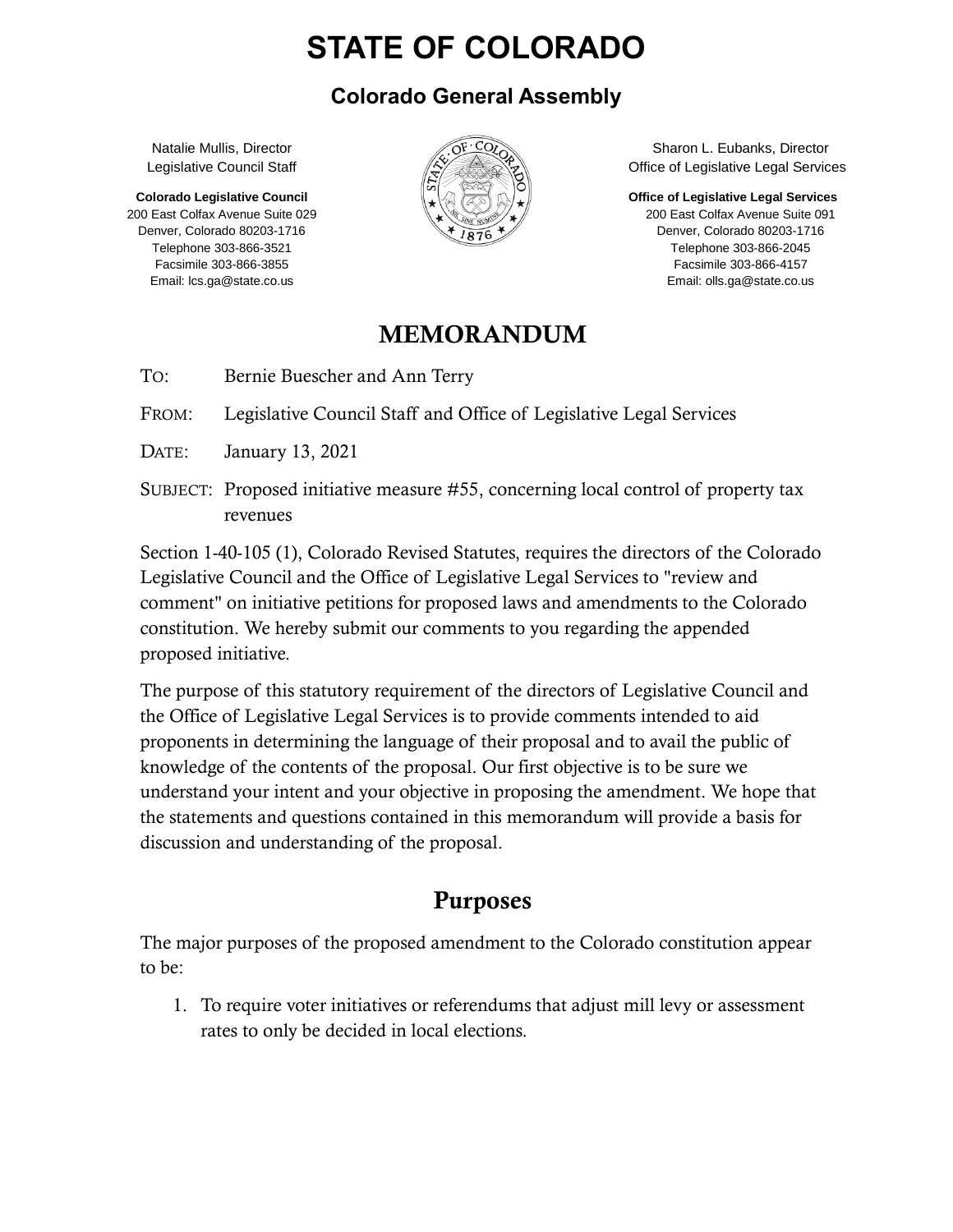# STATE OF COLORADO

## Colorado General Assembly

Natalie Mullis, Director
Legislative Council Staff

**Colorado Legislative Council**
200 East Colfax Avenue Suite 029
Denver, Colorado 80203-1716
Telephone 303-866-3521
Facsimile 303-866-3855
Email: lcs.ga@state.co.us

Sharon L. Eubanks, Director
Office of Legislative Legal Services

**Office of Legislative Legal Services**
200 East Colfax Avenue Suite 091
Denver, Colorado 80203-1716
Telephone 303-866-2045
Facsimile 303-866-4157
Email: olls.ga@state.co.us

## MEMORANDUM

TO: Bernie Buescher and Ann Terry

FROM: Legislative Council Staff and Office of Legislative Legal Services

DATE: January 13, 2021

SUBJECT: Proposed initiative measure #55, concerning local control of property tax revenues

Section 1-40-105 (1), Colorado Revised Statutes, requires the directors of the Colorado Legislative Council and the Office of Legislative Legal Services to "review and comment" on initiative petitions for proposed laws and amendments to the Colorado constitution. We hereby submit our comments to you regarding the appended proposed initiative.

The purpose of this statutory requirement of the directors of Legislative Council and the Office of Legislative Legal Services is to provide comments intended to aid proponents in determining the language of their proposal and to avail the public of knowledge of the contents of the proposal. Our first objective is to be sure we understand your intent and your objective in proposing the amendment. We hope that the statements and questions contained in this memorandum will provide a basis for discussion and understanding of the proposal.

## Purposes

The major purposes of the proposed amendment to the Colorado constitution appear to be:

1. To require voter initiatives or referendums that adjust mill levy or assessment rates to only be decided in local elections.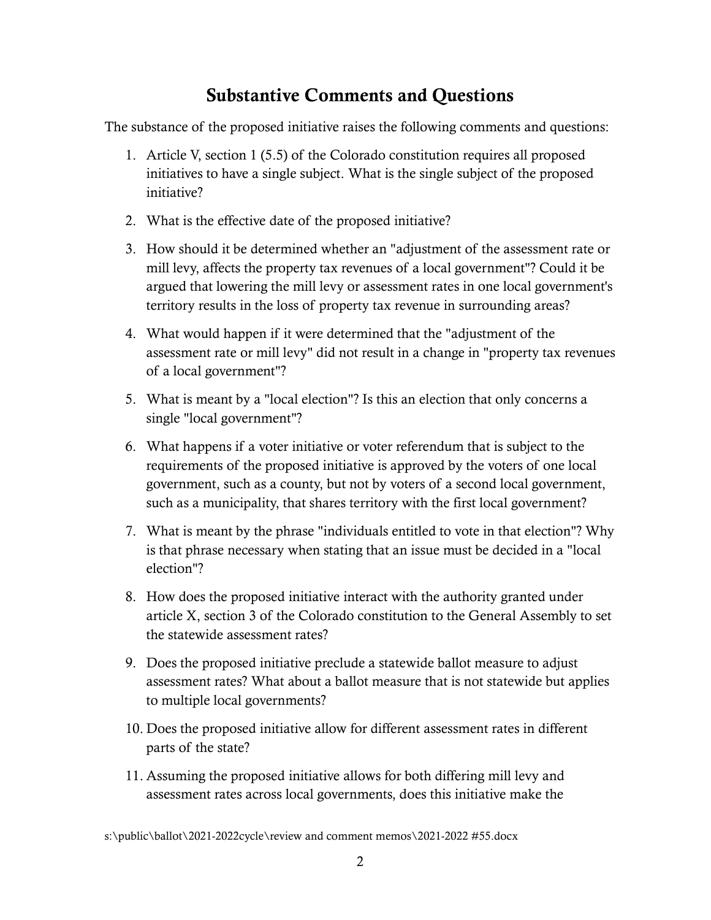## Substantive Comments and Questions

The substance of the proposed initiative raises the following comments and questions:

1. Article V, section 1 (5.5) of the Colorado constitution requires all proposed initiatives to have a single subject. What is the single subject of the proposed initiative?
2. What is the effective date of the proposed initiative?
3. How should it be determined whether an "adjustment of the assessment rate or mill levy, affects the property tax revenues of a local government"? Could it be argued that lowering the mill levy or assessment rates in one local government's territory results in the loss of property tax revenue in surrounding areas?
4. What would happen if it were determined that the "adjustment of the assessment rate or mill levy" did not result in a change in "property tax revenues of a local government"?
5. What is meant by a "local election"? Is this an election that only concerns a single "local government"?
6. What happens if a voter initiative or voter referendum that is subject to the requirements of the proposed initiative is approved by the voters of one local government, such as a county, but not by voters of a second local government, such as a municipality, that shares territory with the first local government?
7. What is meant by the phrase "individuals entitled to vote in that election"? Why is that phrase necessary when stating that an issue must be decided in a "local election"?
8. How does the proposed initiative interact with the authority granted under article X, section 3 of the Colorado constitution to the General Assembly to set the statewide assessment rates?
9. Does the proposed initiative preclude a statewide ballot measure to adjust assessment rates? What about a ballot measure that is not statewide but applies to multiple local governments?
10. Does the proposed initiative allow for different assessment rates in different parts of the state?
11. Assuming the proposed initiative allows for both differing mill levy and assessment rates across local governments, does this initiative make the

s:\public\ballot\2021-2022cycle\review and comment memos\2021-2022 #55.docx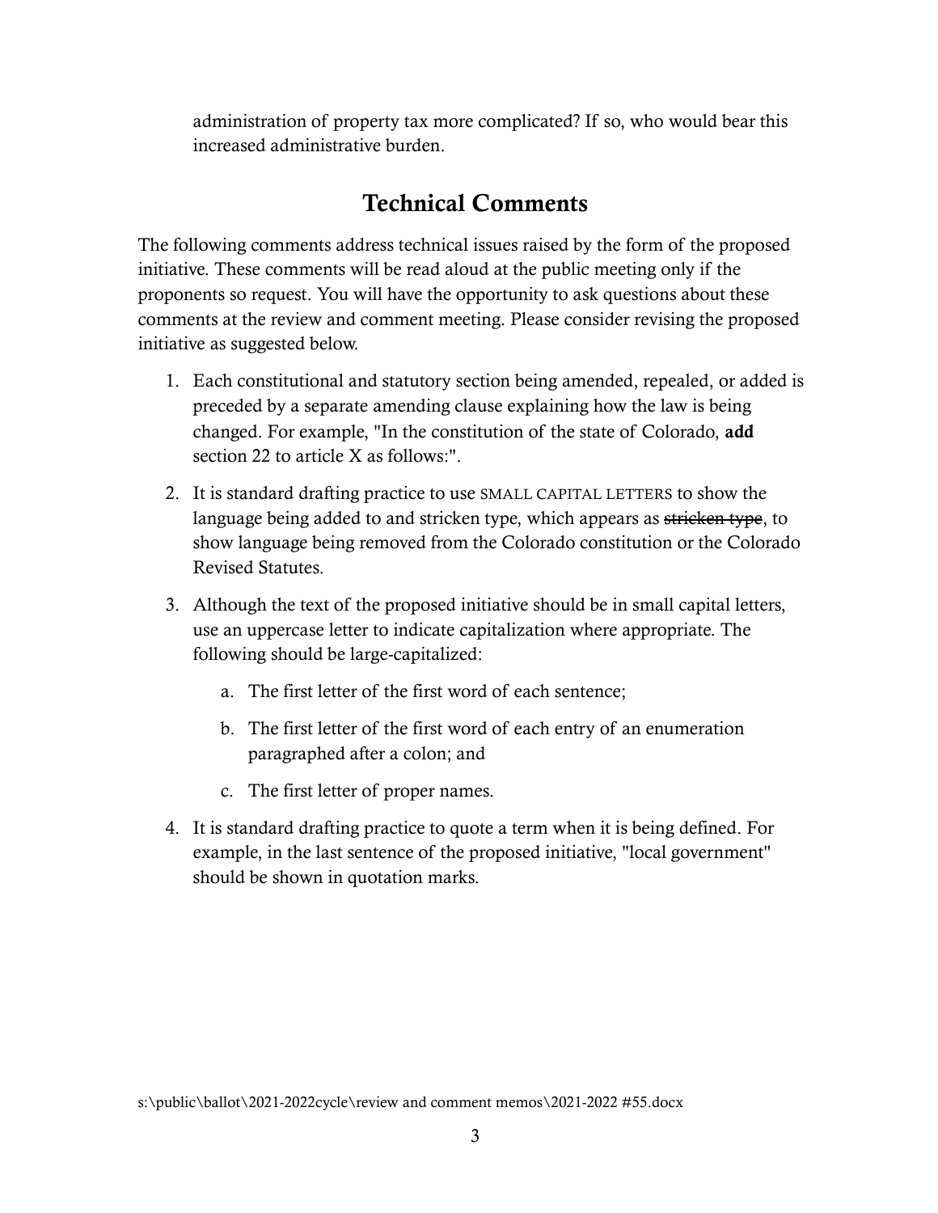administration of property tax more complicated? If so, who would bear this increased administrative burden.

## Technical Comments

The following comments address technical issues raised by the form of the proposed initiative. These comments will be read aloud at the public meeting only if the proponents so request. You will have the opportunity to ask questions about these comments at the review and comment meeting. Please consider revising the proposed initiative as suggested below.

1. Each constitutional and statutory section being amended, repealed, or added is preceded by a separate amending clause explaining how the law is being changed. For example, "In the constitution of the state of Colorado, **add** section 22 to article X as follows:".

2. It is standard drafting practice to use SMALL CAPITAL LETTERS to show the language being added to and stricken type, which appears as ~~stricken type~~, to show language being removed from the Colorado constitution or the Colorado Revised Statutes.

3. Although the text of the proposed initiative should be in small capital letters, use an uppercase letter to indicate capitalization where appropriate. The following should be large-capitalized:

    a. The first letter of the first word of each sentence;

    b. The first letter of the first word of each entry of an enumeration paragraphed after a colon; and

    c. The first letter of proper names.

4. It is standard drafting practice to quote a term when it is being defined. For example, in the last sentence of the proposed initiative, "local government" should be shown in quotation marks.

s:\public\ballot\2021-2022cycle\review and comment memos\2021-2022 #55.docx